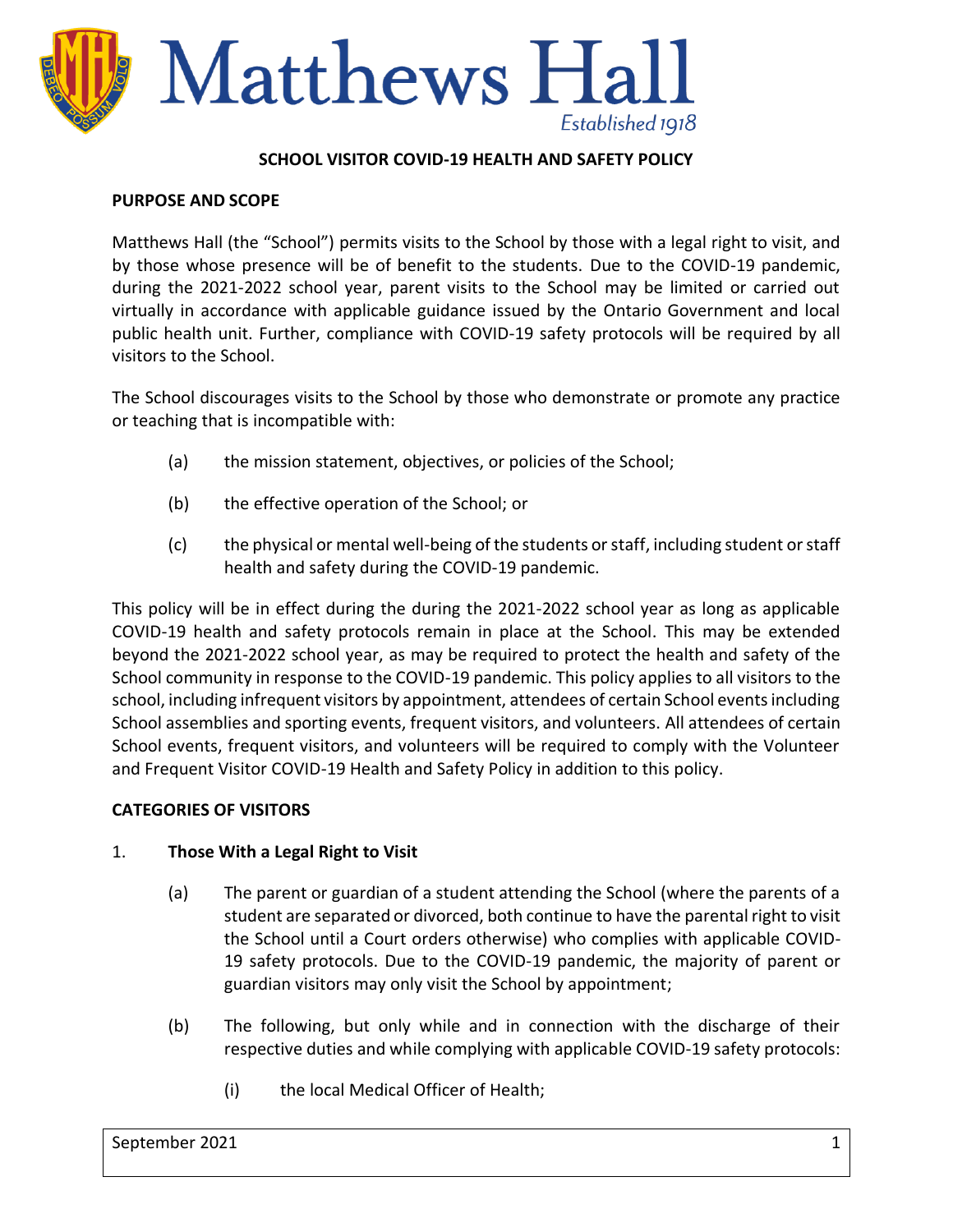# Matthews Hall

Established 1918

## SCHOOL VISITOR COVID-19 HEALTH AND SAFETY POLICY

### PURPOSE AND SCOPE

Matthews Hall (the "School") permits visits to the School by those with a legal right to visit, and by those whose presence will be of benefit to the students. Due to the COVID-19 pandemic, during the 2021-2022 school year, parent visits to the School may be limited or carried out virtually in accordance with applicable guidance issued by the Ontario Government and local public health unit. Further, compliance with COVID-19 safety protocols will be required by all visitors to the School.

The School discourages visits to the School by those who demonstrate or promote any practice or teaching that is incompatible with:

(a) the mission statement, objectives, or policies of the School;

(b) the effective operation of the School; or

(c) the physical or mental well-being of the students or staff, including student or staff health and safety during the COVID-19 pandemic.

This policy will be in effect during the during the 2021-2022 school year as long as applicable COVID-19 health and safety protocols remain in place at the School. This may be extended beyond the 2021-2022 school year, as may be required to protect the health and safety of the School community in response to the COVID-19 pandemic. This policy applies to all visitors to the school, including infrequent visitors by appointment, attendees of certain School events including School assemblies and sporting events, frequent visitors, and volunteers. All attendees of certain School events, frequent visitors, and volunteers will be required to comply with the Volunteer and Frequent Visitor COVID-19 Health and Safety Policy in addition to this policy.

### CATEGORIES OF VISITORS

1. **Those With a Legal Right to Visit**

   (a) The parent or guardian of a student attending the School (where the parents of a student are separated or divorced, both continue to have the parental right to visit the School until a Court orders otherwise) who complies with applicable COVID-19 safety protocols. Due to the COVID-19 pandemic, the majority of parent or guardian visitors may only visit the School by appointment;

   (b) The following, but only while and in connection with the discharge of their respective duties and while complying with applicable COVID-19 safety protocols:

      (i) the local Medical Officer of Health;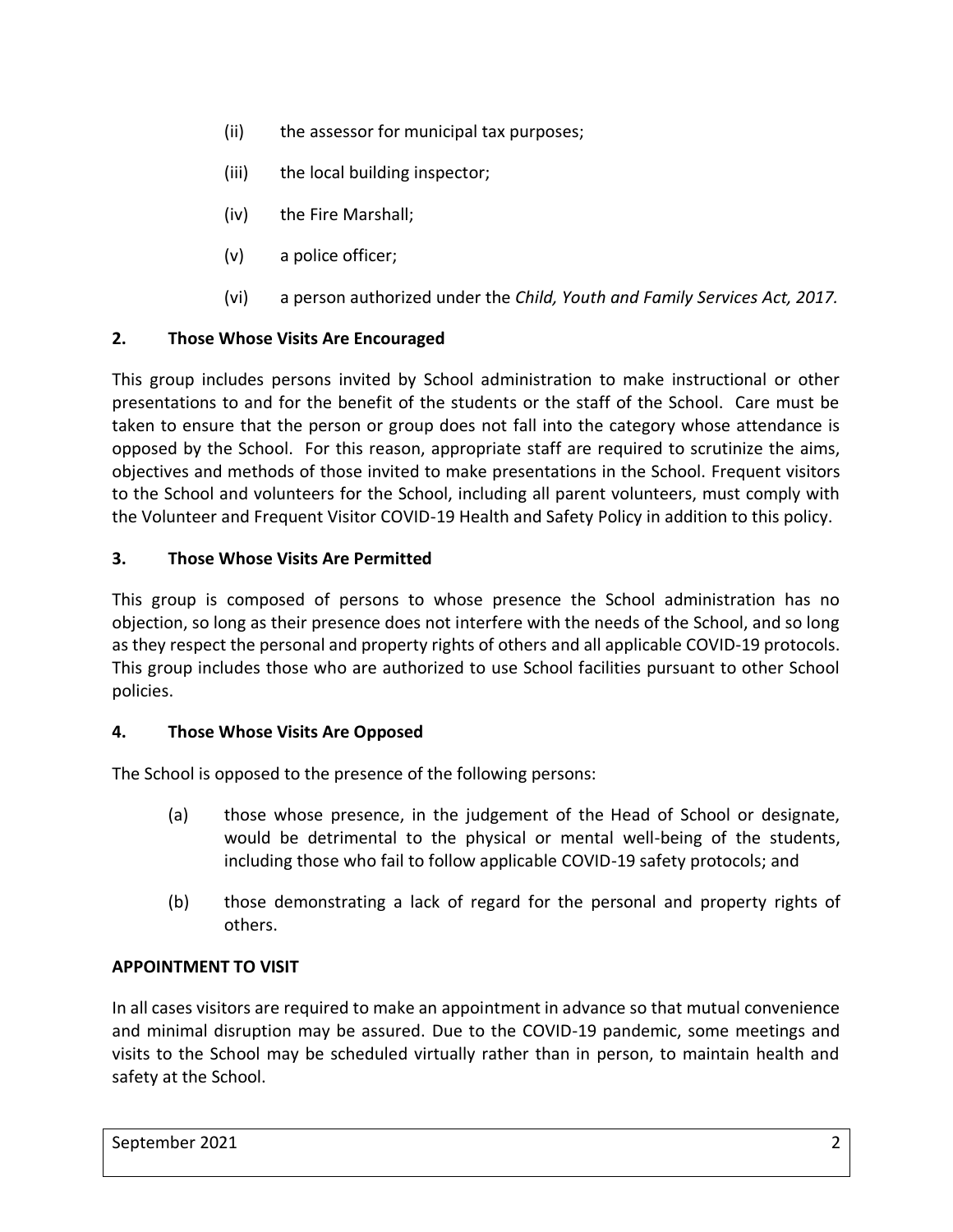(ii) the assessor for municipal tax purposes;

(iii) the local building inspector;

(iv) the Fire Marshall;

(v) a police officer;

(vi) a person authorized under the *Child, Youth and Family Services Act, 2017.*

**2. Those Whose Visits Are Encouraged**

This group includes persons invited by School administration to make instructional or other presentations to and for the benefit of the students or the staff of the School. Care must be taken to ensure that the person or group does not fall into the category whose attendance is opposed by the School. For this reason, appropriate staff are required to scrutinize the aims, objectives and methods of those invited to make presentations in the School. Frequent visitors to the School and volunteers for the School, including all parent volunteers, must comply with the Volunteer and Frequent Visitor COVID-19 Health and Safety Policy in addition to this policy.

**3. Those Whose Visits Are Permitted**

This group is composed of persons to whose presence the School administration has no objection, so long as their presence does not interfere with the needs of the School, and so long as they respect the personal and property rights of others and all applicable COVID-19 protocols. This group includes those who are authorized to use School facilities pursuant to other School policies.

**4. Those Whose Visits Are Opposed**

The School is opposed to the presence of the following persons:

(a) those whose presence, in the judgement of the Head of School or designate, would be detrimental to the physical or mental well-being of the students, including those who fail to follow applicable COVID-19 safety protocols; and

(b) those demonstrating a lack of regard for the personal and property rights of others.

**APPOINTMENT TO VISIT**

In all cases visitors are required to make an appointment in advance so that mutual convenience and minimal disruption may be assured. Due to the COVID-19 pandemic, some meetings and visits to the School may be scheduled virtually rather than in person, to maintain health and safety at the School.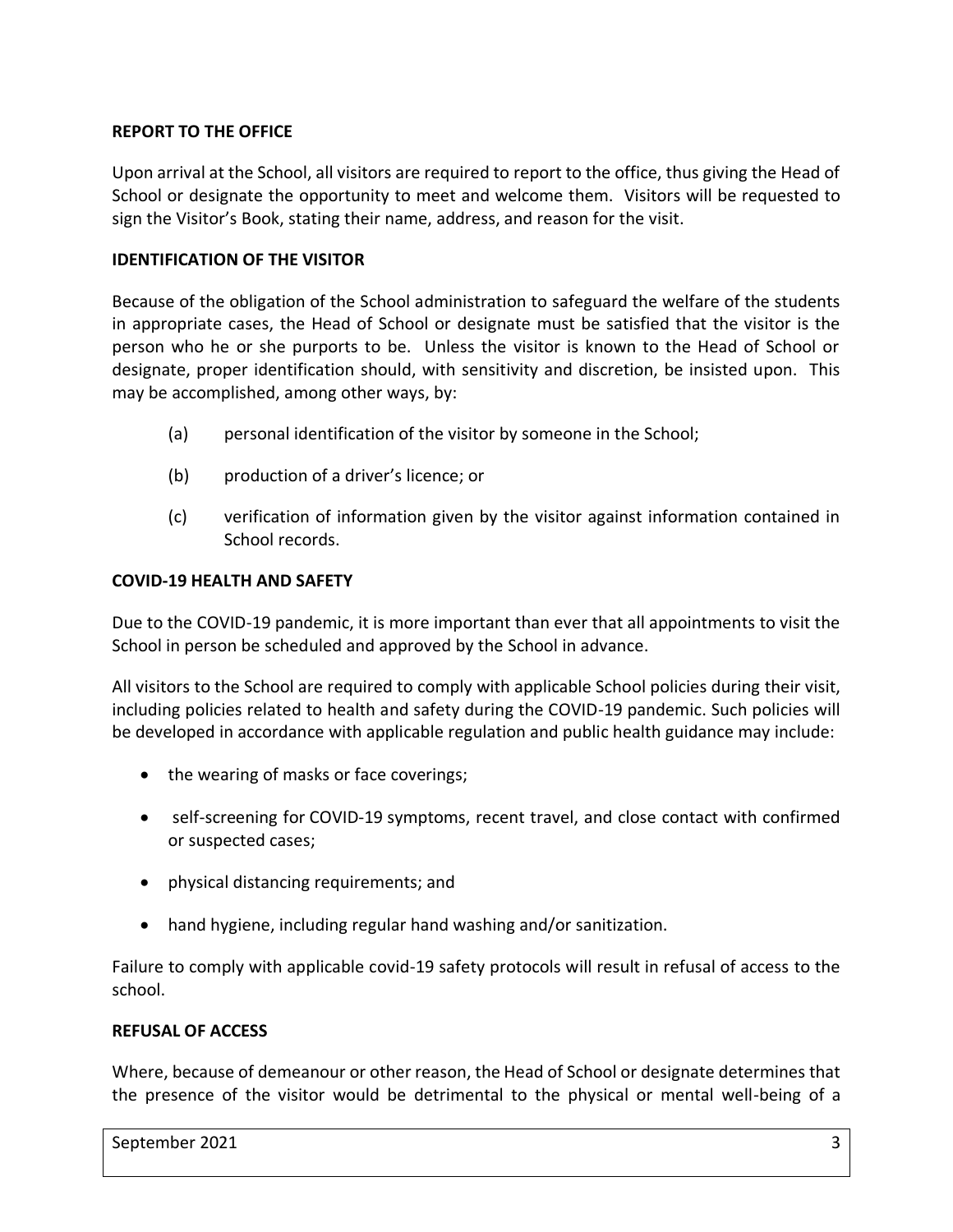**REPORT TO THE OFFICE**

Upon arrival at the School, all visitors are required to report to the office, thus giving the Head of School or designate the opportunity to meet and welcome them. Visitors will be requested to sign the Visitor's Book, stating their name, address, and reason for the visit.

**IDENTIFICATION OF THE VISITOR**

Because of the obligation of the School administration to safeguard the welfare of the students in appropriate cases, the Head of School or designate must be satisfied that the visitor is the person who he or she purports to be. Unless the visitor is known to the Head of School or designate, proper identification should, with sensitivity and discretion, be insisted upon. This may be accomplished, among other ways, by:

(a) personal identification of the visitor by someone in the School;

(b) production of a driver's licence; or

(c) verification of information given by the visitor against information contained in School records.

**COVID-19 HEALTH AND SAFETY**

Due to the COVID-19 pandemic, it is more important than ever that all appointments to visit the School in person be scheduled and approved by the School in advance.

All visitors to the School are required to comply with applicable School policies during their visit, including policies related to health and safety during the COVID-19 pandemic. Such policies will be developed in accordance with applicable regulation and public health guidance may include:

- the wearing of masks or face coverings;
- self-screening for COVID-19 symptoms, recent travel, and close contact with confirmed or suspected cases;
- physical distancing requirements; and
- hand hygiene, including regular hand washing and/or sanitization.

Failure to comply with applicable covid-19 safety protocols will result in refusal of access to the school.

**REFUSAL OF ACCESS**

Where, because of demeanour or other reason, the Head of School or designate determines that the presence of the visitor would be detrimental to the physical or mental well-being of a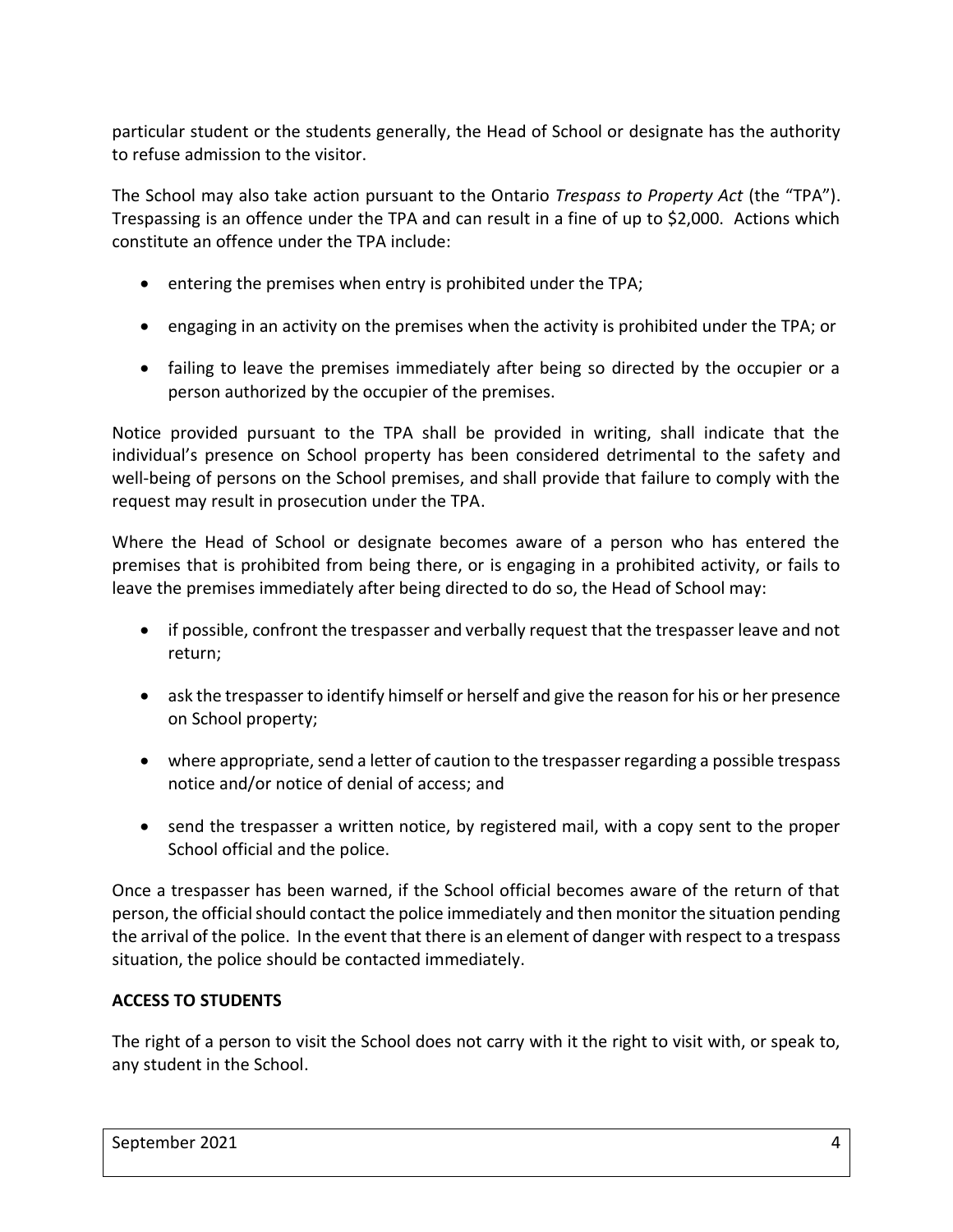particular student or the students generally, the Head of School or designate has the authority to refuse admission to the visitor.

The School may also take action pursuant to the Ontario *Trespass to Property Act* (the "TPA"). Trespassing is an offence under the TPA and can result in a fine of up to $2,000. Actions which constitute an offence under the TPA include:

- entering the premises when entry is prohibited under the TPA;
- engaging in an activity on the premises when the activity is prohibited under the TPA; or
- failing to leave the premises immediately after being so directed by the occupier or a person authorized by the occupier of the premises.

Notice provided pursuant to the TPA shall be provided in writing, shall indicate that the individual's presence on School property has been considered detrimental to the safety and well-being of persons on the School premises, and shall provide that failure to comply with the request may result in prosecution under the TPA.

Where the Head of School or designate becomes aware of a person who has entered the premises that is prohibited from being there, or is engaging in a prohibited activity, or fails to leave the premises immediately after being directed to do so, the Head of School may:

- if possible, confront the trespasser and verbally request that the trespasser leave and not return;
- ask the trespasser to identify himself or herself and give the reason for his or her presence on School property;
- where appropriate, send a letter of caution to the trespasser regarding a possible trespass notice and/or notice of denial of access; and
- send the trespasser a written notice, by registered mail, with a copy sent to the proper School official and the police.

Once a trespasser has been warned, if the School official becomes aware of the return of that person, the official should contact the police immediately and then monitor the situation pending the arrival of the police. In the event that there is an element of danger with respect to a trespass situation, the police should be contacted immediately.

**ACCESS TO STUDENTS**

The right of a person to visit the School does not carry with it the right to visit with, or speak to, any student in the School.

September 2021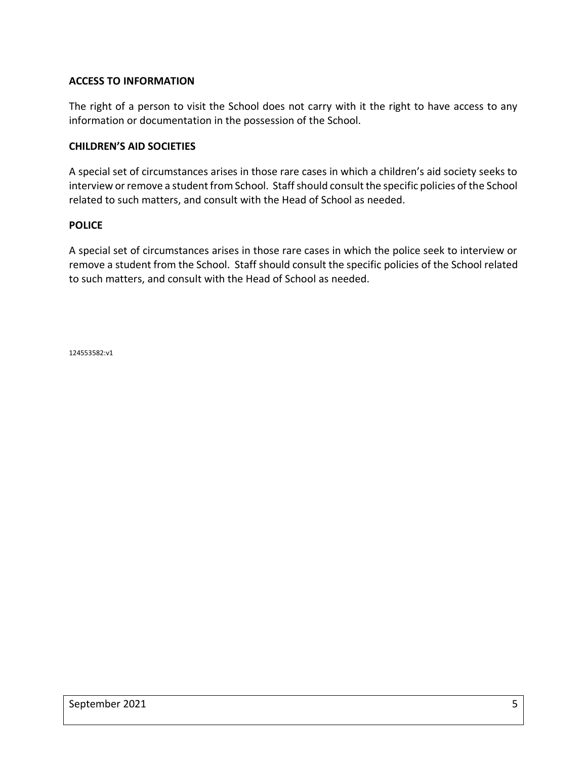**ACCESS TO INFORMATION**

The right of a person to visit the School does not carry with it the right to have access to any information or documentation in the possession of the School.

**CHILDREN'S AID SOCIETIES**

A special set of circumstances arises in those rare cases in which a children's aid society seeks to interview or remove a student from School. Staff should consult the specific policies of the School related to such matters, and consult with the Head of School as needed.

**POLICE**

A special set of circumstances arises in those rare cases in which the police seek to interview or remove a student from the School. Staff should consult the specific policies of the School related to such matters, and consult with the Head of School as needed.

124553582:v1